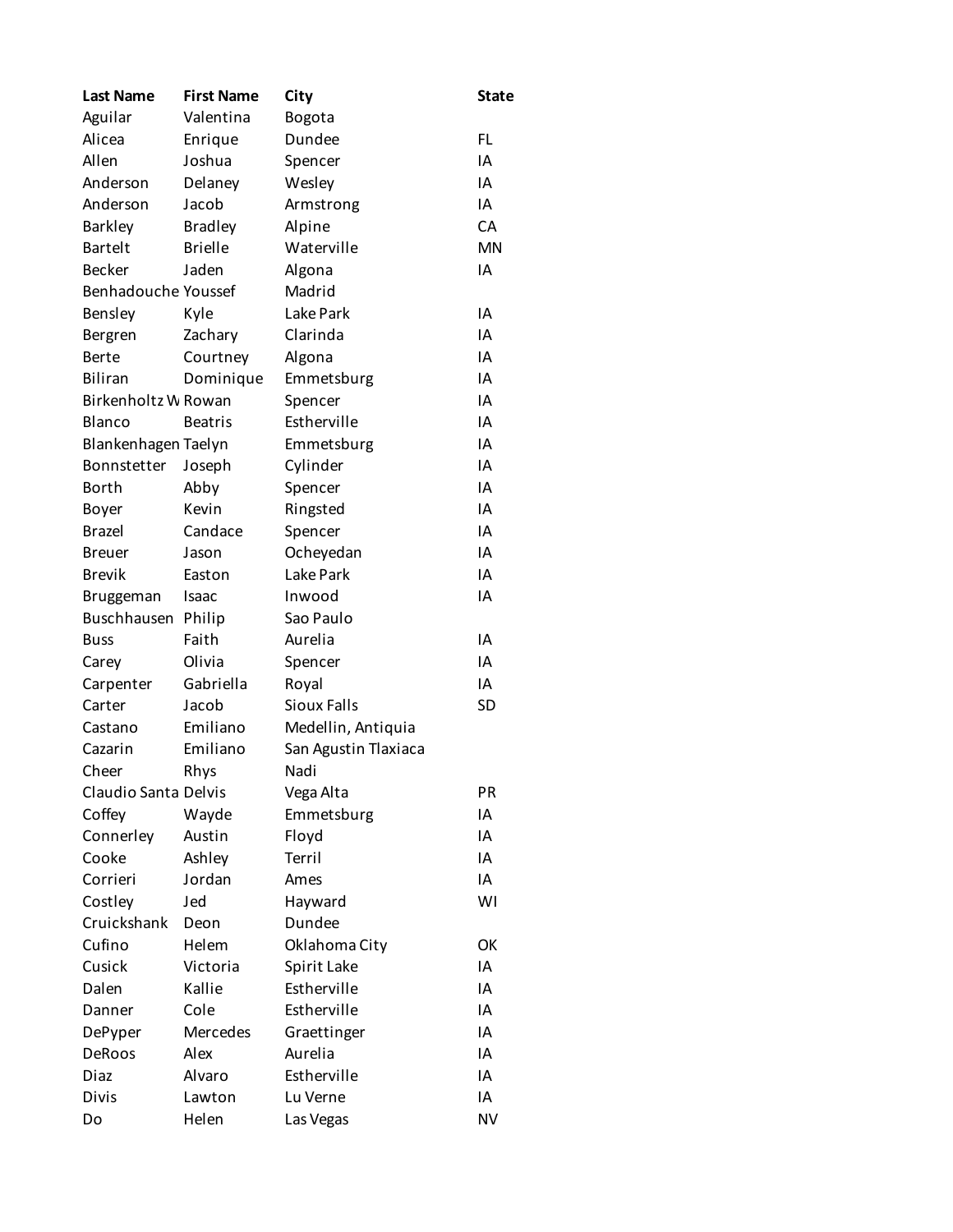| Last Name | First Name | City | State |
|---|---|---|---|
| Aguilar | Valentina | Bogota | |
| Alicea | Enrique | Dundee | FL |
| Allen | Joshua | Spencer | IA |
| Anderson | Delaney | Wesley | IA |
| Anderson | Jacob | Armstrong | IA |
| Barkley | Bradley | Alpine | CA |
| Bartelt | Brielle | Waterville | MN |
| Becker | Jaden | Algona | IA |
| Benhadouche | Youssef | Madrid | |
| Bensley | Kyle | Lake Park | IA |
| Bergren | Zachary | Clarinda | IA |
| Berte | Courtney | Algona | IA |
| Biliran | Dominique | Emmetsburg | IA |
| Birkenholtz W | Rowan | Spencer | IA |
| Blanco | Beatris | Estherville | IA |
| Blankenhagen | Taelyn | Emmetsburg | IA |
| Bonnstetter | Joseph | Cylinder | IA |
| Borth | Abby | Spencer | IA |
| Boyer | Kevin | Ringsted | IA |
| Brazel | Candace | Spencer | IA |
| Breuer | Jason | Ocheyedan | IA |
| Brevik | Easton | Lake Park | IA |
| Bruggeman | Isaac | Inwood | IA |
| Buschhausen | Philip | Sao Paulo | |
| Buss | Faith | Aurelia | IA |
| Carey | Olivia | Spencer | IA |
| Carpenter | Gabriella | Royal | IA |
| Carter | Jacob | Sioux Falls | SD |
| Castano | Emiliano | Medellin, Antiquia | |
| Cazarin | Emiliano | San Agustin Tlaxiaca | |
| Cheer | Rhys | Nadi | |
| Claudio Santa | Delvis | Vega Alta | PR |
| Coffey | Wayde | Emmetsburg | IA |
| Connerley | Austin | Floyd | IA |
| Cooke | Ashley | Terril | IA |
| Corrieri | Jordan | Ames | IA |
| Costley | Jed | Hayward | WI |
| Cruickshank | Deon | Dundee | |
| Cufino | Helem | Oklahoma City | OK |
| Cusick | Victoria | Spirit Lake | IA |
| Dalen | Kallie | Estherville | IA |
| Danner | Cole | Estherville | IA |
| DePyper | Mercedes | Graettinger | IA |
| DeRoos | Alex | Aurelia | IA |
| Diaz | Alvaro | Estherville | IA |
| Divis | Lawton | Lu Verne | IA |
| Do | Helen | Las Vegas | NV |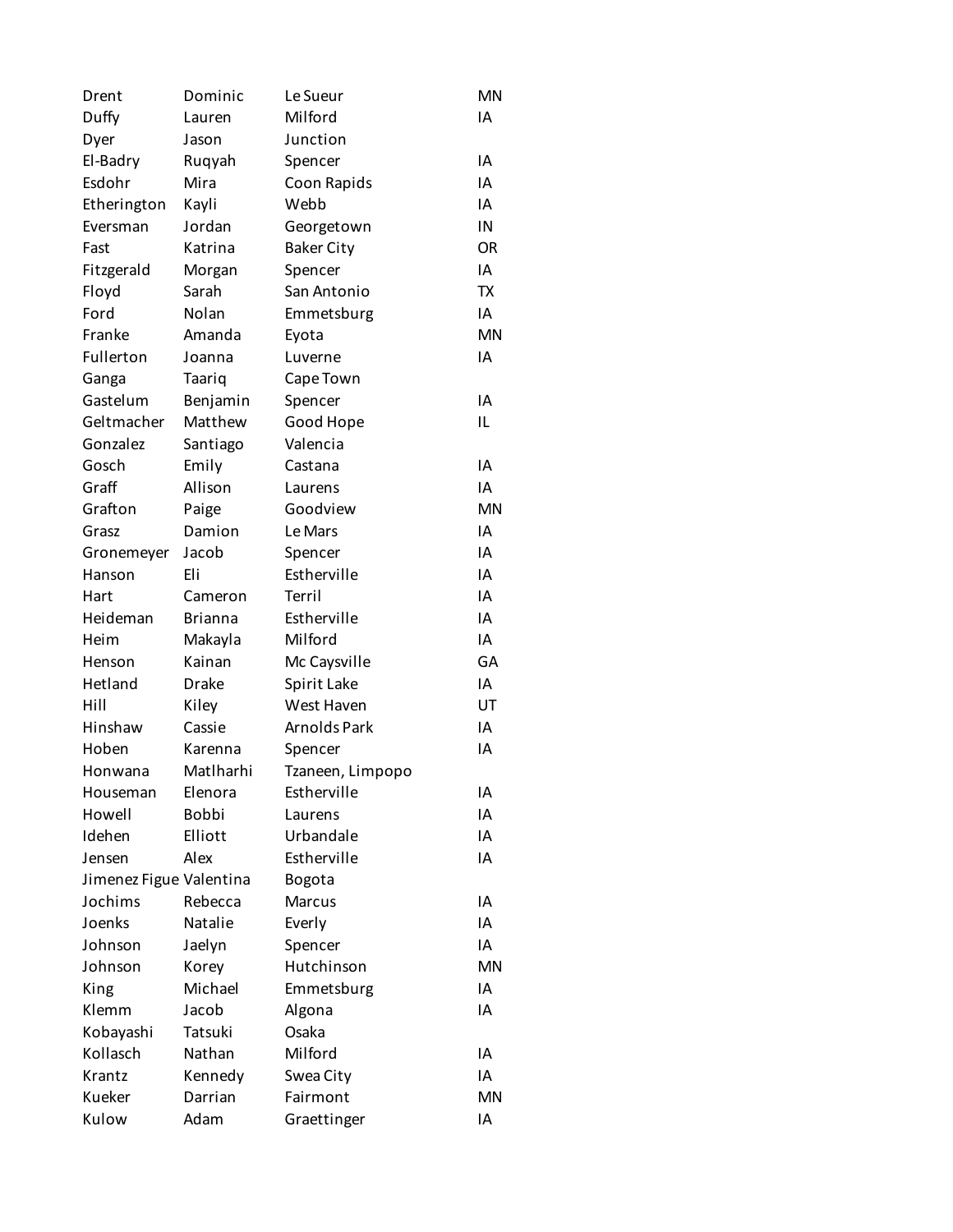| | | | |
|---|---|---|---|
| Drent | Dominic | Le Sueur | MN |
| Duffy | Lauren | Milford | IA |
| Dyer | Jason | Junction | |
| El-Badry | Ruqyah | Spencer | IA |
| Esdohr | Mira | Coon Rapids | IA |
| Etherington | Kayli | Webb | IA |
| Eversman | Jordan | Georgetown | IN |
| Fast | Katrina | Baker City | OR |
| Fitzgerald | Morgan | Spencer | IA |
| Floyd | Sarah | San Antonio | TX |
| Ford | Nolan | Emmetsburg | IA |
| Franke | Amanda | Eyota | MN |
| Fullerton | Joanna | Luverne | IA |
| Ganga | Taariq | Cape Town | |
| Gastelum | Benjamin | Spencer | IA |
| Geltmacher | Matthew | Good Hope | IL |
| Gonzalez | Santiago | Valencia | |
| Gosch | Emily | Castana | IA |
| Graff | Allison | Laurens | IA |
| Grafton | Paige | Goodview | MN |
| Grasz | Damion | Le Mars | IA |
| Gronemeyer | Jacob | Spencer | IA |
| Hanson | Eli | Estherville | IA |
| Hart | Cameron | Terril | IA |
| Heideman | Brianna | Estherville | IA |
| Heim | Makayla | Milford | IA |
| Henson | Kainan | Mc Caysville | GA |
| Hetland | Drake | Spirit Lake | IA |
| Hill | Kiley | West Haven | UT |
| Hinshaw | Cassie | Arnolds Park | IA |
| Hoben | Karenna | Spencer | IA |
| Honwana | Matlharhi | Tzaneen, Limpopo | |
| Houseman | Elenora | Estherville | IA |
| Howell | Bobbi | Laurens | IA |
| Idehen | Elliott | Urbandale | IA |
| Jensen | Alex | Estherville | IA |
| Jimenez Figue | Valentina | Bogota | |
| Jochims | Rebecca | Marcus | IA |
| Joenks | Natalie | Everly | IA |
| Johnson | Jaelyn | Spencer | IA |
| Johnson | Korey | Hutchinson | MN |
| King | Michael | Emmetsburg | IA |
| Klemm | Jacob | Algona | IA |
| Kobayashi | Tatsuki | Osaka | |
| Kollasch | Nathan | Milford | IA |
| Krantz | Kennedy | Swea City | IA |
| Kueker | Darrian | Fairmont | MN |
| Kulow | Adam | Graettinger | IA |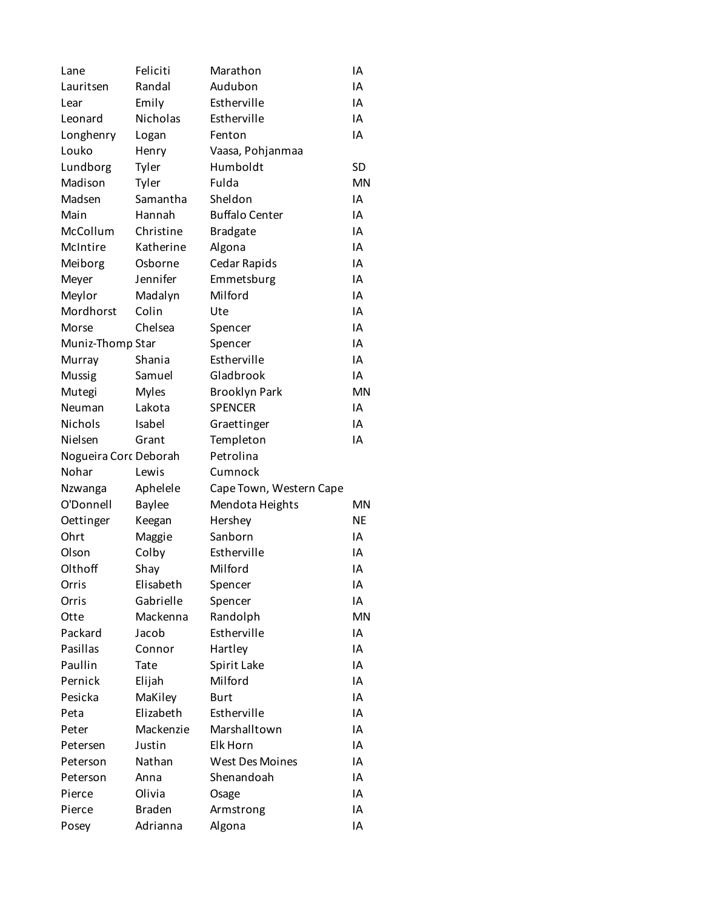| | | | |
|---|---|---|---|
| Lane | Feliciti | Marathon | IA |
| Lauritsen | Randal | Audubon | IA |
| Lear | Emily | Estherville | IA |
| Leonard | Nicholas | Estherville | IA |
| Longhenry | Logan | Fenton | IA |
| Louko | Henry | Vaasa, Pohjanmaa | |
| Lundborg | Tyler | Humboldt | SD |
| Madison | Tyler | Fulda | MN |
| Madsen | Samantha | Sheldon | IA |
| Main | Hannah | Buffalo Center | IA |
| McCollum | Christine | Bradgate | IA |
| McIntire | Katherine | Algona | IA |
| Meiborg | Osborne | Cedar Rapids | IA |
| Meyer | Jennifer | Emmetsburg | IA |
| Meylor | Madalyn | Milford | IA |
| Mordhorst | Colin | Ute | IA |
| Morse | Chelsea | Spencer | IA |
| Muniz-Thomp | Star | Spencer | IA |
| Murray | Shania | Estherville | IA |
| Mussig | Samuel | Gladbrook | IA |
| Mutegi | Myles | Brooklyn Park | MN |
| Neuman | Lakota | SPENCER | IA |
| Nichols | Isabel | Graettinger | IA |
| Nielsen | Grant | Templeton | IA |
| Nogueira Corc | Deborah | Petrolina | |
| Nohar | Lewis | Cumnock | |
| Nzwanga | Aphelele | Cape Town, Western Cape | |
| O'Donnell | Baylee | Mendota Heights | MN |
| Oettinger | Keegan | Hershey | NE |
| Ohrt | Maggie | Sanborn | IA |
| Olson | Colby | Estherville | IA |
| Olthoff | Shay | Milford | IA |
| Orris | Elisabeth | Spencer | IA |
| Orris | Gabrielle | Spencer | IA |
| Otte | Mackenna | Randolph | MN |
| Packard | Jacob | Estherville | IA |
| Pasillas | Connor | Hartley | IA |
| Paullin | Tate | Spirit Lake | IA |
| Pernick | Elijah | Milford | IA |
| Pesicka | MaKiley | Burt | IA |
| Peta | Elizabeth | Estherville | IA |
| Peter | Mackenzie | Marshalltown | IA |
| Petersen | Justin | Elk Horn | IA |
| Peterson | Nathan | West Des Moines | IA |
| Peterson | Anna | Shenandoah | IA |
| Pierce | Olivia | Osage | IA |
| Pierce | Braden | Armstrong | IA |
| Posey | Adrianna | Algona | IA |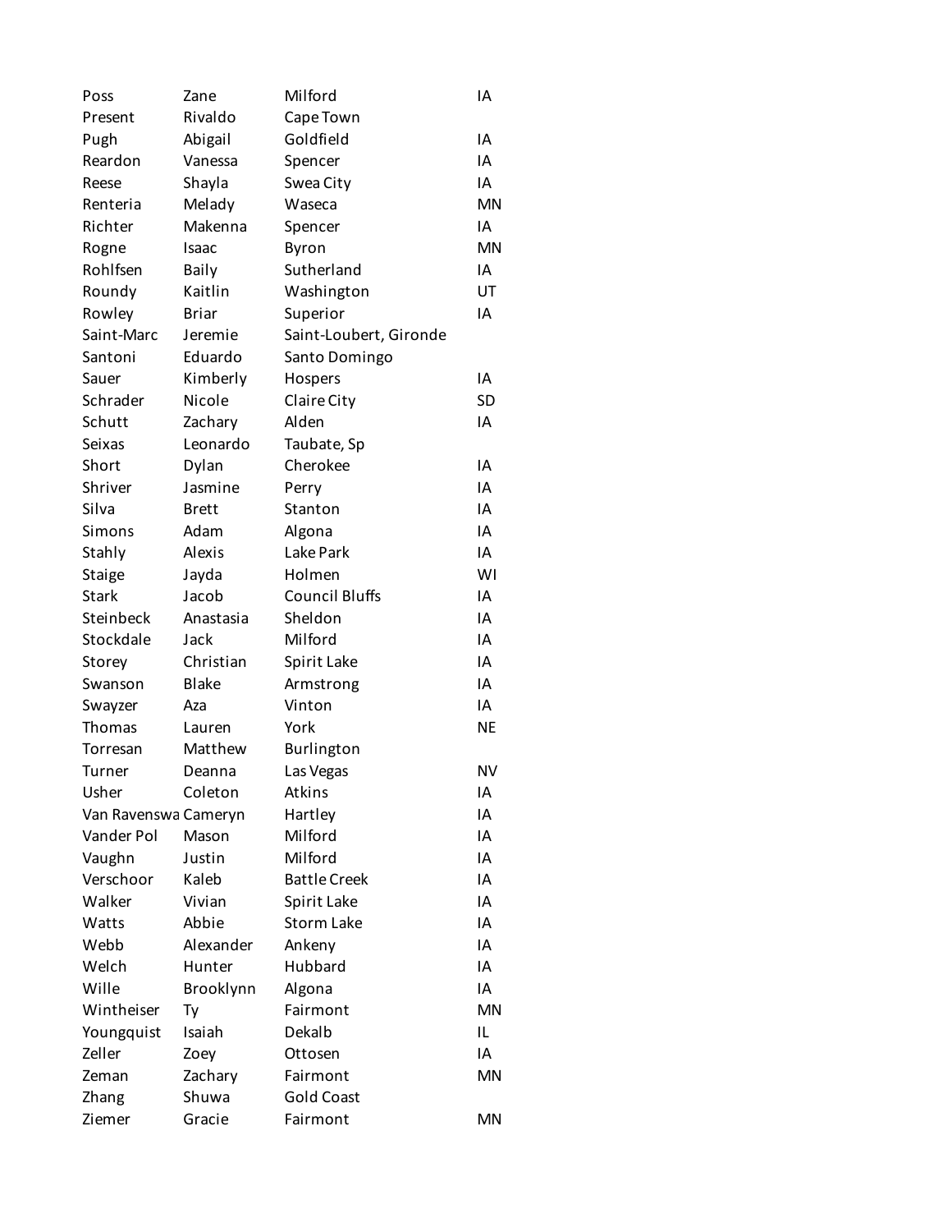| | | | |
|---|---|---|---|
| Poss | Zane | Milford | IA |
| Present | Rivaldo | Cape Town | |
| Pugh | Abigail | Goldfield | IA |
| Reardon | Vanessa | Spencer | IA |
| Reese | Shayla | Swea City | IA |
| Renteria | Melady | Waseca | MN |
| Richter | Makenna | Spencer | IA |
| Rogne | Isaac | Byron | MN |
| Rohlfsen | Baily | Sutherland | IA |
| Roundy | Kaitlin | Washington | UT |
| Rowley | Briar | Superior | IA |
| Saint-Marc | Jeremie | Saint-Loubert, Gironde | |
| Santoni | Eduardo | Santo Domingo | |
| Sauer | Kimberly | Hospers | IA |
| Schrader | Nicole | Claire City | SD |
| Schutt | Zachary | Alden | IA |
| Seixas | Leonardo | Taubate, Sp | |
| Short | Dylan | Cherokee | IA |
| Shriver | Jasmine | Perry | IA |
| Silva | Brett | Stanton | IA |
| Simons | Adam | Algona | IA |
| Stahly | Alexis | Lake Park | IA |
| Staige | Jayda | Holmen | WI |
| Stark | Jacob | Council Bluffs | IA |
| Steinbeck | Anastasia | Sheldon | IA |
| Stockdale | Jack | Milford | IA |
| Storey | Christian | Spirit Lake | IA |
| Swanson | Blake | Armstrong | IA |
| Swayzer | Aza | Vinton | IA |
| Thomas | Lauren | York | NE |
| Torresan | Matthew | Burlington | |
| Turner | Deanna | Las Vegas | NV |
| Usher | Coleton | Atkins | IA |
| Van Ravenswa | Cameryn | Hartley | IA |
| Vander Pol | Mason | Milford | IA |
| Vaughn | Justin | Milford | IA |
| Verschoor | Kaleb | Battle Creek | IA |
| Walker | Vivian | Spirit Lake | IA |
| Watts | Abbie | Storm Lake | IA |
| Webb | Alexander | Ankeny | IA |
| Welch | Hunter | Hubbard | IA |
| Wille | Brooklynn | Algona | IA |
| Wintheiser | Ty | Fairmont | MN |
| Youngquist | Isaiah | Dekalb | IL |
| Zeller | Zoey | Ottosen | IA |
| Zeman | Zachary | Fairmont | MN |
| Zhang | Shuwa | Gold Coast | |
| Ziemer | Gracie | Fairmont | MN |